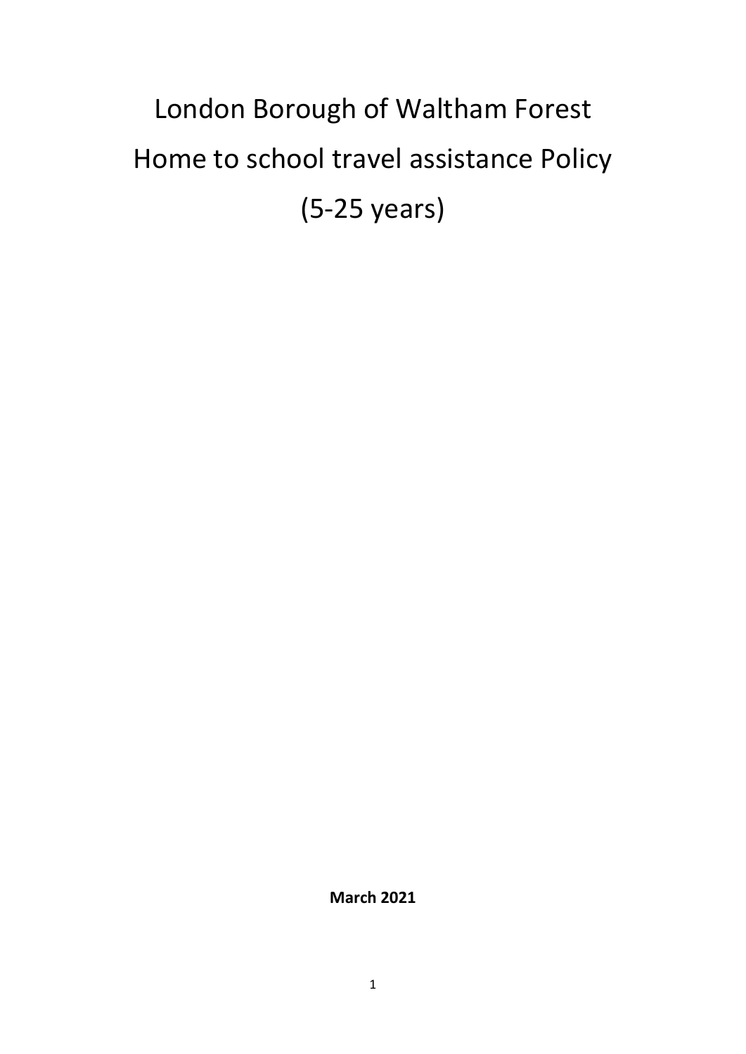# London Borough of Waltham Forest
# Home to school travel assistance Policy
# (5-25 years)

**March 2021**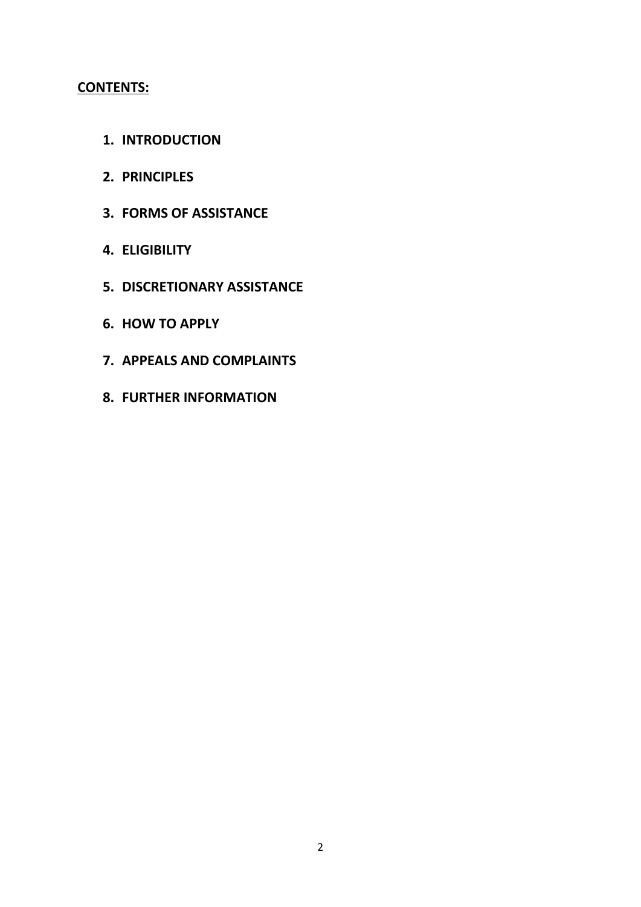**CONTENTS:**

1. **INTRODUCTION**
2. **PRINCIPLES**
3. **FORMS OF ASSISTANCE**
4. **ELIGIBILITY**
5. **DISCRETIONARY ASSISTANCE**
6. **HOW TO APPLY**
7. **APPEALS AND COMPLAINTS**
8. **FURTHER INFORMATION**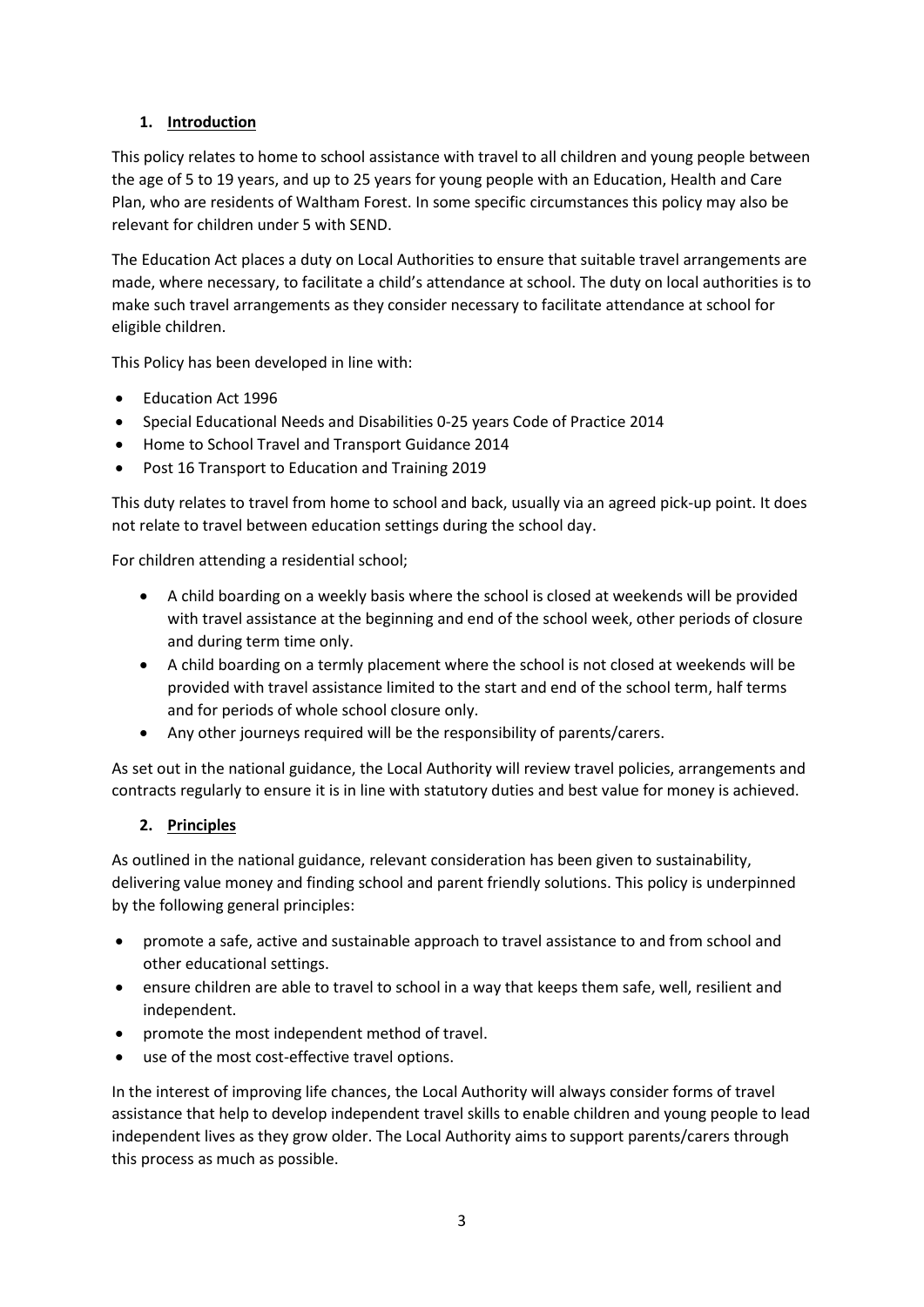## 1. Introduction

This policy relates to home to school assistance with travel to all children and young people between the age of 5 to 19 years, and up to 25 years for young people with an Education, Health and Care Plan, who are residents of Waltham Forest. In some specific circumstances this policy may also be relevant for children under 5 with SEND.

The Education Act places a duty on Local Authorities to ensure that suitable travel arrangements are made, where necessary, to facilitate a child's attendance at school. The duty on local authorities is to make such travel arrangements as they consider necessary to facilitate attendance at school for eligible children.

This Policy has been developed in line with:

- Education Act 1996
- Special Educational Needs and Disabilities 0-25 years Code of Practice 2014
- Home to School Travel and Transport Guidance 2014
- Post 16 Transport to Education and Training 2019

This duty relates to travel from home to school and back, usually via an agreed pick-up point. It does not relate to travel between education settings during the school day.

For children attending a residential school;

- A child boarding on a weekly basis where the school is closed at weekends will be provided with travel assistance at the beginning and end of the school week, other periods of closure and during term time only.
- A child boarding on a termly placement where the school is not closed at weekends will be provided with travel assistance limited to the start and end of the school term, half terms and for periods of whole school closure only.
- Any other journeys required will be the responsibility of parents/carers.

As set out in the national guidance, the Local Authority will review travel policies, arrangements and contracts regularly to ensure it is in line with statutory duties and best value for money is achieved.

## 2. Principles

As outlined in the national guidance, relevant consideration has been given to sustainability, delivering value money and finding school and parent friendly solutions. This policy is underpinned by the following general principles:

- promote a safe, active and sustainable approach to travel assistance to and from school and other educational settings.
- ensure children are able to travel to school in a way that keeps them safe, well, resilient and independent.
- promote the most independent method of travel.
- use of the most cost-effective travel options.

In the interest of improving life chances, the Local Authority will always consider forms of travel assistance that help to develop independent travel skills to enable children and young people to lead independent lives as they grow older. The Local Authority aims to support parents/carers through this process as much as possible.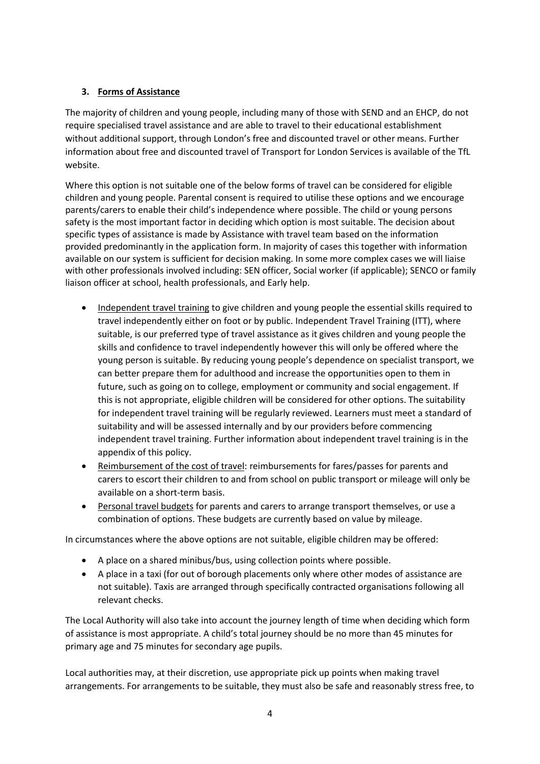### 3. Forms of Assistance

The majority of children and young people, including many of those with SEND and an EHCP, do not require specialised travel assistance and are able to travel to their educational establishment without additional support, through London's free and discounted travel or other means. Further information about free and discounted travel of Transport for London Services is available of the TfL website.

Where this option is not suitable one of the below forms of travel can be considered for eligible children and young people. Parental consent is required to utilise these options and we encourage parents/carers to enable their child's independence where possible. The child or young persons safety is the most important factor in deciding which option is most suitable. The decision about specific types of assistance is made by Assistance with travel team based on the information provided predominantly in the application form. In majority of cases this together with information available on our system is sufficient for decision making. In some more complex cases we will liaise with other professionals involved including: SEN officer, Social worker (if applicable); SENCO or family liaison officer at school, health professionals, and Early help.

- Independent travel training to give children and young people the essential skills required to travel independently either on foot or by public. Independent Travel Training (ITT), where suitable, is our preferred type of travel assistance as it gives children and young people the skills and confidence to travel independently however this will only be offered where the young person is suitable. By reducing young people's dependence on specialist transport, we can better prepare them for adulthood and increase the opportunities open to them in future, such as going on to college, employment or community and social engagement. If this is not appropriate, eligible children will be considered for other options. The suitability for independent travel training will be regularly reviewed. Learners must meet a standard of suitability and will be assessed internally and by our providers before commencing independent travel training. Further information about independent travel training is in the appendix of this policy.
- Reimbursement of the cost of travel: reimbursements for fares/passes for parents and carers to escort their children to and from school on public transport or mileage will only be available on a short-term basis.
- Personal travel budgets for parents and carers to arrange transport themselves, or use a combination of options. These budgets are currently based on value by mileage.

In circumstances where the above options are not suitable, eligible children may be offered:

- A place on a shared minibus/bus, using collection points where possible.
- A place in a taxi (for out of borough placements only where other modes of assistance are not suitable). Taxis are arranged through specifically contracted organisations following all relevant checks.

The Local Authority will also take into account the journey length of time when deciding which form of assistance is most appropriate. A child's total journey should be no more than 45 minutes for primary age and 75 minutes for secondary age pupils.

Local authorities may, at their discretion, use appropriate pick up points when making travel arrangements. For arrangements to be suitable, they must also be safe and reasonably stress free, to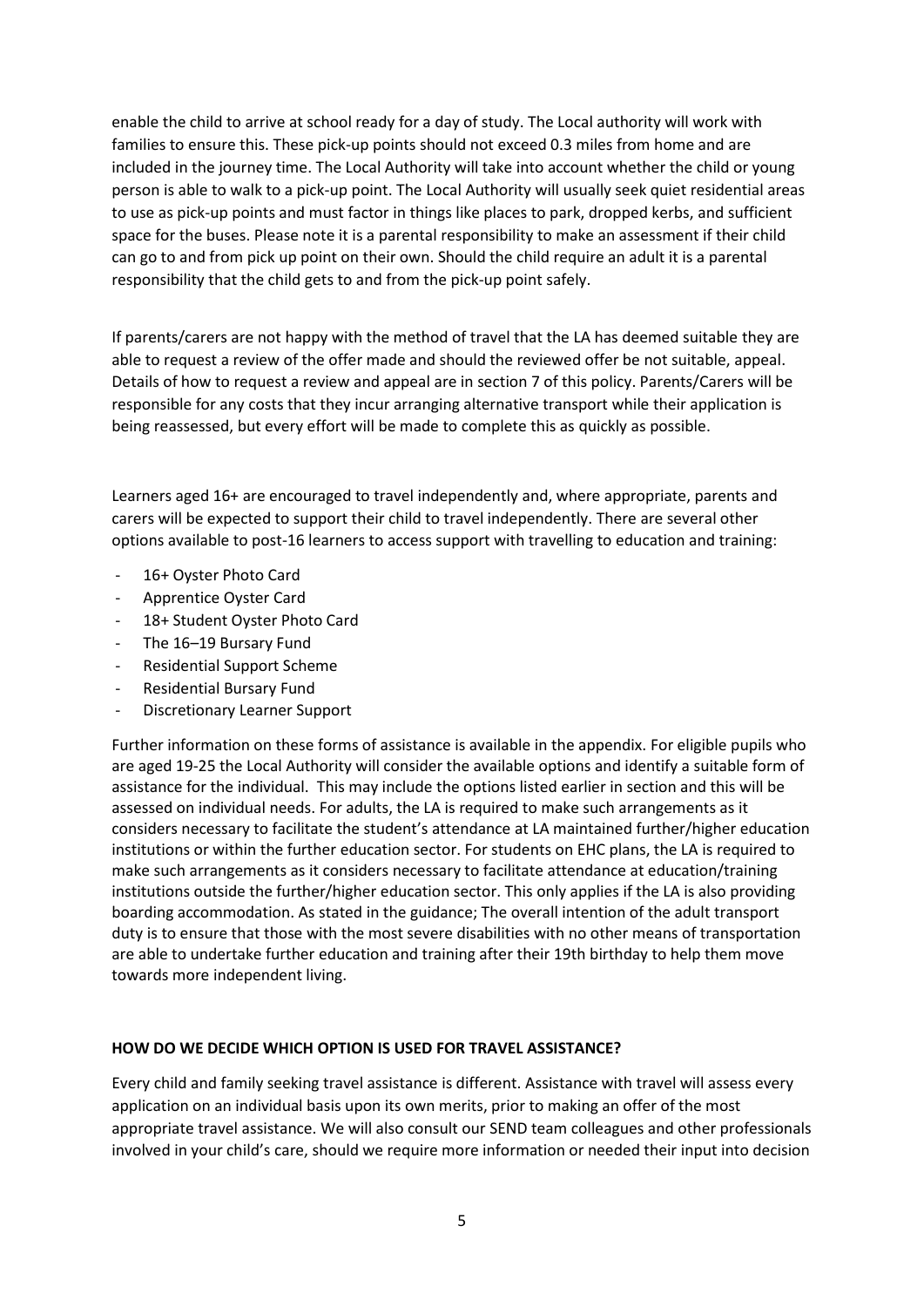enable the child to arrive at school ready for a day of study. The Local authority will work with families to ensure this. These pick-up points should not exceed 0.3 miles from home and are included in the journey time. The Local Authority will take into account whether the child or young person is able to walk to a pick-up point. The Local Authority will usually seek quiet residential areas to use as pick-up points and must factor in things like places to park, dropped kerbs, and sufficient space for the buses. Please note it is a parental responsibility to make an assessment if their child can go to and from pick up point on their own. Should the child require an adult it is a parental responsibility that the child gets to and from the pick-up point safely.

If parents/carers are not happy with the method of travel that the LA has deemed suitable they are able to request a review of the offer made and should the reviewed offer be not suitable, appeal. Details of how to request a review and appeal are in section 7 of this policy. Parents/Carers will be responsible for any costs that they incur arranging alternative transport while their application is being reassessed, but every effort will be made to complete this as quickly as possible.

Learners aged 16+ are encouraged to travel independently and, where appropriate, parents and carers will be expected to support their child to travel independently. There are several other options available to post-16 learners to access support with travelling to education and training:

- 16+ Oyster Photo Card
- Apprentice Oyster Card
- 18+ Student Oyster Photo Card
- The 16–19 Bursary Fund
- Residential Support Scheme
- Residential Bursary Fund
- Discretionary Learner Support

Further information on these forms of assistance is available in the appendix. For eligible pupils who are aged 19-25 the Local Authority will consider the available options and identify a suitable form of assistance for the individual. This may include the options listed earlier in section and this will be assessed on individual needs. For adults, the LA is required to make such arrangements as it considers necessary to facilitate the student's attendance at LA maintained further/higher education institutions or within the further education sector. For students on EHC plans, the LA is required to make such arrangements as it considers necessary to facilitate attendance at education/training institutions outside the further/higher education sector. This only applies if the LA is also providing boarding accommodation. As stated in the guidance; The overall intention of the adult transport duty is to ensure that those with the most severe disabilities with no other means of transportation are able to undertake further education and training after their 19th birthday to help them move towards more independent living.

**HOW DO WE DECIDE WHICH OPTION IS USED FOR TRAVEL ASSISTANCE?**

Every child and family seeking travel assistance is different. Assistance with travel will assess every application on an individual basis upon its own merits, prior to making an offer of the most appropriate travel assistance. We will also consult our SEND team colleagues and other professionals involved in your child's care, should we require more information or needed their input into decision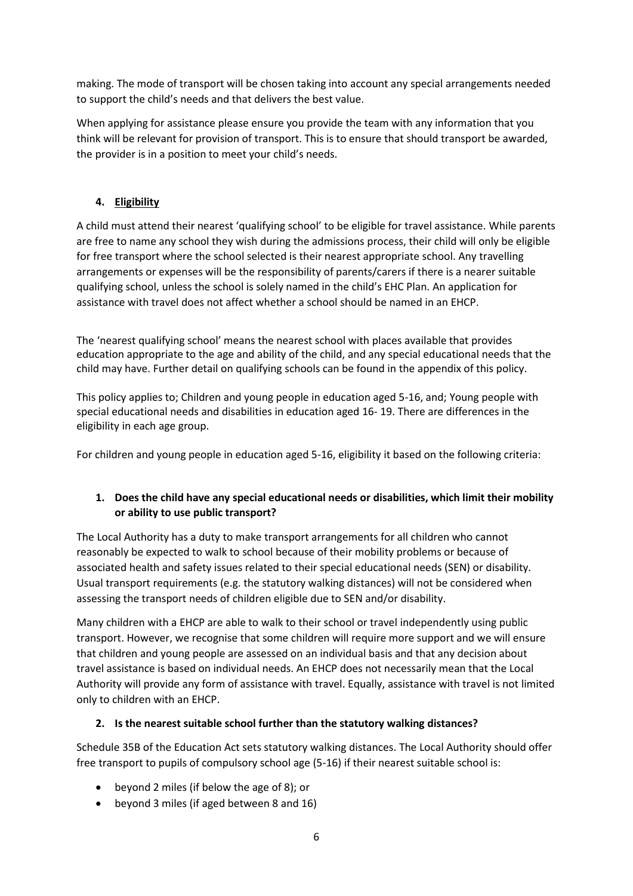making. The mode of transport will be chosen taking into account any special arrangements needed to support the child's needs and that delivers the best value.

When applying for assistance please ensure you provide the team with any information that you think will be relevant for provision of transport. This is to ensure that should transport be awarded, the provider is in a position to meet your child's needs.

## 4. Eligibility

A child must attend their nearest 'qualifying school' to be eligible for travel assistance. While parents are free to name any school they wish during the admissions process, their child will only be eligible for free transport where the school selected is their nearest appropriate school. Any travelling arrangements or expenses will be the responsibility of parents/carers if there is a nearer suitable qualifying school, unless the school is solely named in the child's EHC Plan. An application for assistance with travel does not affect whether a school should be named in an EHCP.

The 'nearest qualifying school' means the nearest school with places available that provides education appropriate to the age and ability of the child, and any special educational needs that the child may have. Further detail on qualifying schools can be found in the appendix of this policy.

This policy applies to; Children and young people in education aged 5-16, and; Young people with special educational needs and disabilities in education aged 16- 19. There are differences in the eligibility in each age group.

For children and young people in education aged 5-16, eligibility it based on the following criteria:

### 1. Does the child have any special educational needs or disabilities, which limit their mobility or ability to use public transport?

The Local Authority has a duty to make transport arrangements for all children who cannot reasonably be expected to walk to school because of their mobility problems or because of associated health and safety issues related to their special educational needs (SEN) or disability. Usual transport requirements (e.g. the statutory walking distances) will not be considered when assessing the transport needs of children eligible due to SEN and/or disability.

Many children with a EHCP are able to walk to their school or travel independently using public transport. However, we recognise that some children will require more support and we will ensure that children and young people are assessed on an individual basis and that any decision about travel assistance is based on individual needs. An EHCP does not necessarily mean that the Local Authority will provide any form of assistance with travel. Equally, assistance with travel is not limited only to children with an EHCP.

### 2. Is the nearest suitable school further than the statutory walking distances?

Schedule 35B of the Education Act sets statutory walking distances. The Local Authority should offer free transport to pupils of compulsory school age (5-16) if their nearest suitable school is:

- beyond 2 miles (if below the age of 8); or
- beyond 3 miles (if aged between 8 and 16)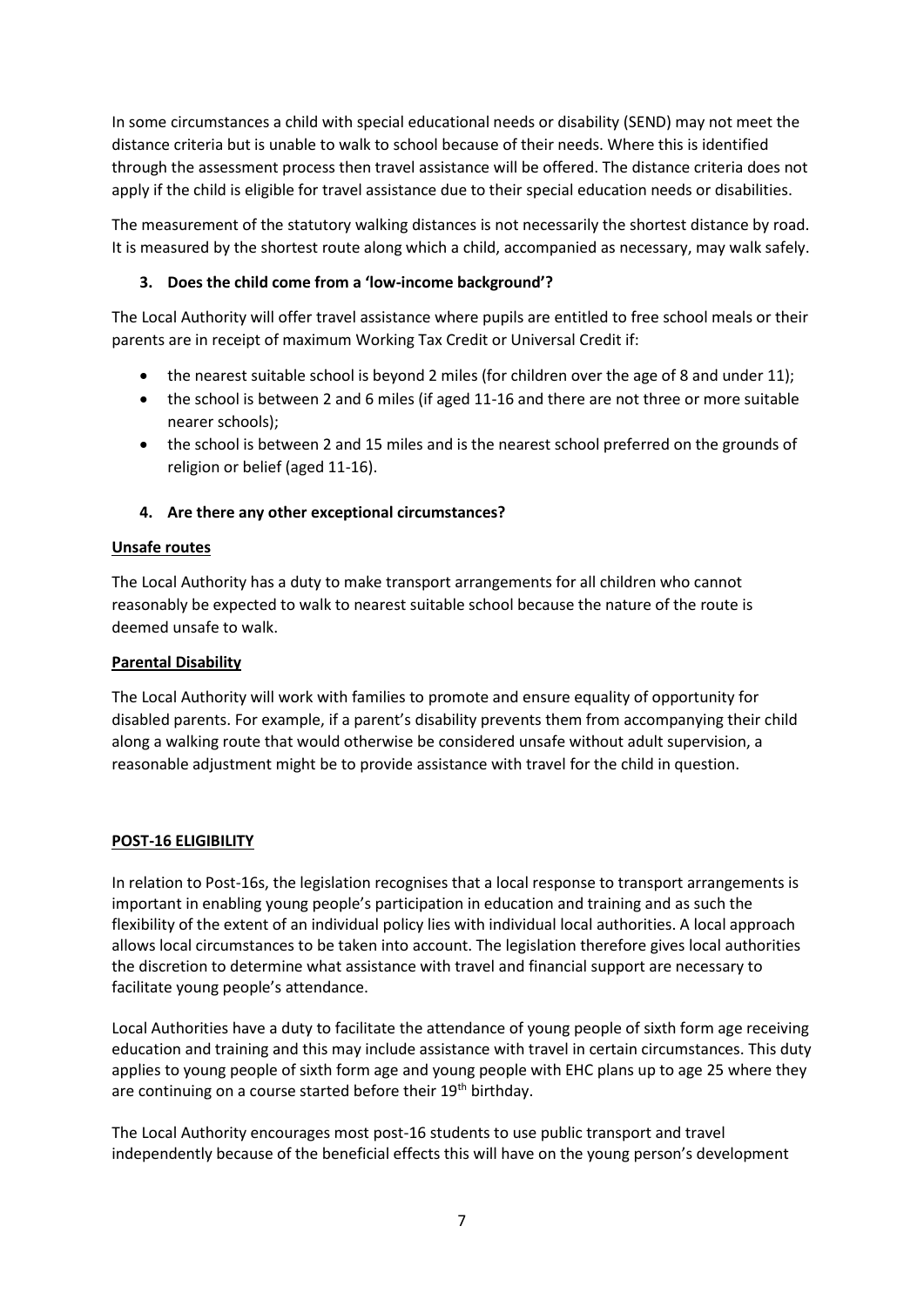In some circumstances a child with special educational needs or disability (SEND) may not meet the distance criteria but is unable to walk to school because of their needs. Where this is identified through the assessment process then travel assistance will be offered. The distance criteria does not apply if the child is eligible for travel assistance due to their special education needs or disabilities.

The measurement of the statutory walking distances is not necessarily the shortest distance by road. It is measured by the shortest route along which a child, accompanied as necessary, may walk safely.

**3. Does the child come from a 'low-income background'?**

The Local Authority will offer travel assistance where pupils are entitled to free school meals or their parents are in receipt of maximum Working Tax Credit or Universal Credit if:

- the nearest suitable school is beyond 2 miles (for children over the age of 8 and under 11);
- the school is between 2 and 6 miles (if aged 11-16 and there are not three or more suitable nearer schools);
- the school is between 2 and 15 miles and is the nearest school preferred on the grounds of religion or belief (aged 11-16).

**4. Are there any other exceptional circumstances?**

**Unsafe routes**

The Local Authority has a duty to make transport arrangements for all children who cannot reasonably be expected to walk to nearest suitable school because the nature of the route is deemed unsafe to walk.

**Parental Disability**

The Local Authority will work with families to promote and ensure equality of opportunity for disabled parents. For example, if a parent's disability prevents them from accompanying their child along a walking route that would otherwise be considered unsafe without adult supervision, a reasonable adjustment might be to provide assistance with travel for the child in question.

**POST-16 ELIGIBILITY**

In relation to Post-16s, the legislation recognises that a local response to transport arrangements is important in enabling young people's participation in education and training and as such the flexibility of the extent of an individual policy lies with individual local authorities. A local approach allows local circumstances to be taken into account. The legislation therefore gives local authorities the discretion to determine what assistance with travel and financial support are necessary to facilitate young people's attendance.

Local Authorities have a duty to facilitate the attendance of young people of sixth form age receiving education and training and this may include assistance with travel in certain circumstances. This duty applies to young people of sixth form age and young people with EHC plans up to age 25 where they are continuing on a course started before their 19th birthday.

The Local Authority encourages most post-16 students to use public transport and travel independently because of the beneficial effects this will have on the young person's development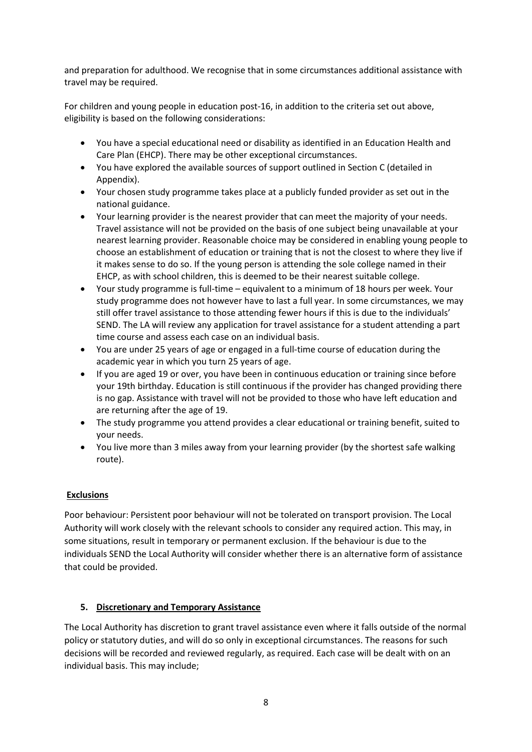and preparation for adulthood. We recognise that in some circumstances additional assistance with travel may be required.

For children and young people in education post-16, in addition to the criteria set out above, eligibility is based on the following considerations:

- You have a special educational need or disability as identified in an Education Health and Care Plan (EHCP). There may be other exceptional circumstances.
- You have explored the available sources of support outlined in Section C (detailed in Appendix).
- Your chosen study programme takes place at a publicly funded provider as set out in the national guidance.
- Your learning provider is the nearest provider that can meet the majority of your needs. Travel assistance will not be provided on the basis of one subject being unavailable at your nearest learning provider. Reasonable choice may be considered in enabling young people to choose an establishment of education or training that is not the closest to where they live if it makes sense to do so. If the young person is attending the sole college named in their EHCP, as with school children, this is deemed to be their nearest suitable college.
- Your study programme is full-time – equivalent to a minimum of 18 hours per week. Your study programme does not however have to last a full year. In some circumstances, we may still offer travel assistance to those attending fewer hours if this is due to the individuals' SEND. The LA will review any application for travel assistance for a student attending a part time course and assess each case on an individual basis.
- You are under 25 years of age or engaged in a full-time course of education during the academic year in which you turn 25 years of age.
- If you are aged 19 or over, you have been in continuous education or training since before your 19th birthday. Education is still continuous if the provider has changed providing there is no gap. Assistance with travel will not be provided to those who have left education and are returning after the age of 19.
- The study programme you attend provides a clear educational or training benefit, suited to your needs.
- You live more than 3 miles away from your learning provider (by the shortest safe walking route).

**Exclusions**

Poor behaviour: Persistent poor behaviour will not be tolerated on transport provision. The Local Authority will work closely with the relevant schools to consider any required action. This may, in some situations, result in temporary or permanent exclusion. If the behaviour is due to the individuals SEND the Local Authority will consider whether there is an alternative form of assistance that could be provided.

## 5. Discretionary and Temporary Assistance

The Local Authority has discretion to grant travel assistance even where it falls outside of the normal policy or statutory duties, and will do so only in exceptional circumstances. The reasons for such decisions will be recorded and reviewed regularly, as required. Each case will be dealt with on an individual basis. This may include;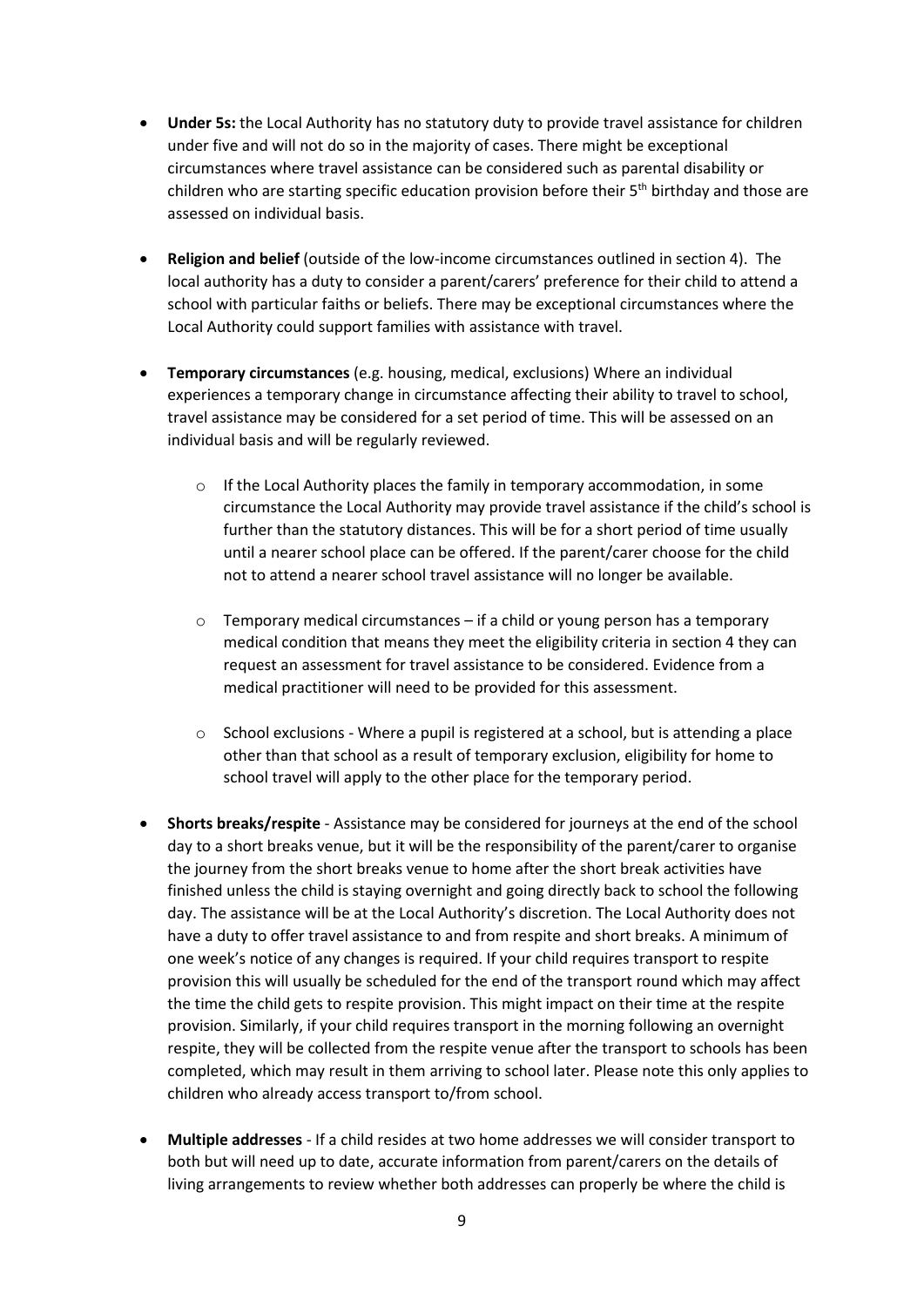- **Under 5s:** the Local Authority has no statutory duty to provide travel assistance for children under five and will not do so in the majority of cases. There might be exceptional circumstances where travel assistance can be considered such as parental disability or children who are starting specific education provision before their 5th birthday and those are assessed on individual basis.

- **Religion and belief** (outside of the low-income circumstances outlined in section 4). The local authority has a duty to consider a parent/carers' preference for their child to attend a school with particular faiths or beliefs. There may be exceptional circumstances where the Local Authority could support families with assistance with travel.

- **Temporary circumstances** (e.g. housing, medical, exclusions) Where an individual experiences a temporary change in circumstance affecting their ability to travel to school, travel assistance may be considered for a set period of time. This will be assessed on an individual basis and will be regularly reviewed.

    - If the Local Authority places the family in temporary accommodation, in some circumstance the Local Authority may provide travel assistance if the child's school is further than the statutory distances. This will be for a short period of time usually until a nearer school place can be offered. If the parent/carer choose for the child not to attend a nearer school travel assistance will no longer be available.

    - Temporary medical circumstances – if a child or young person has a temporary medical condition that means they meet the eligibility criteria in section 4 they can request an assessment for travel assistance to be considered. Evidence from a medical practitioner will need to be provided for this assessment.

    - School exclusions - Where a pupil is registered at a school, but is attending a place other than that school as a result of temporary exclusion, eligibility for home to school travel will apply to the other place for the temporary period.

- **Shorts breaks/respite** - Assistance may be considered for journeys at the end of the school day to a short breaks venue, but it will be the responsibility of the parent/carer to organise the journey from the short breaks venue to home after the short break activities have finished unless the child is staying overnight and going directly back to school the following day. The assistance will be at the Local Authority's discretion. The Local Authority does not have a duty to offer travel assistance to and from respite and short breaks. A minimum of one week's notice of any changes is required. If your child requires transport to respite provision this will usually be scheduled for the end of the transport round which may affect the time the child gets to respite provision. This might impact on their time at the respite provision. Similarly, if your child requires transport in the morning following an overnight respite, they will be collected from the respite venue after the transport to schools has been completed, which may result in them arriving to school later. Please note this only applies to children who already access transport to/from school.

- **Multiple addresses** - If a child resides at two home addresses we will consider transport to both but will need up to date, accurate information from parent/carers on the details of living arrangements to review whether both addresses can properly be where the child is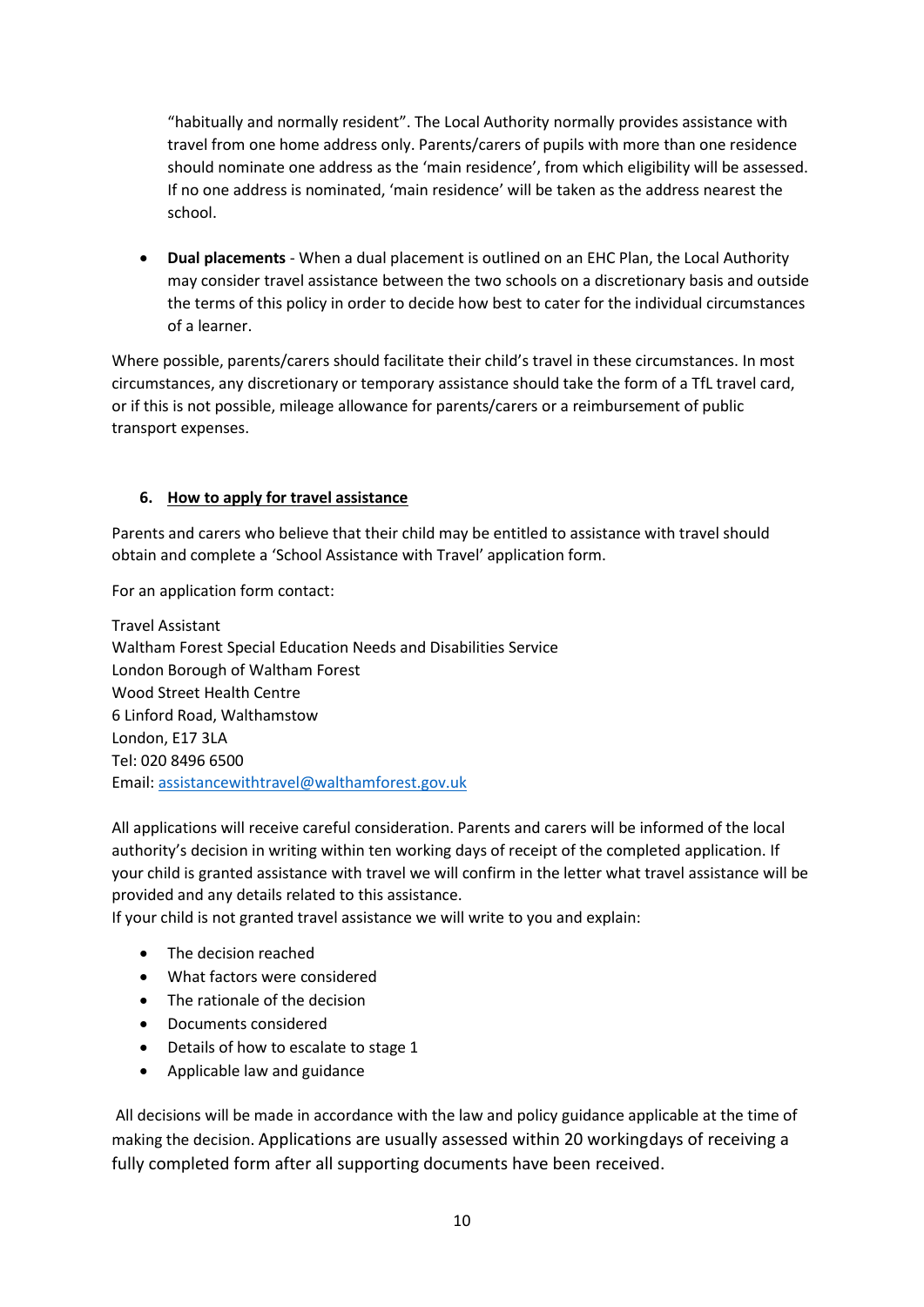"habitually and normally resident". The Local Authority normally provides assistance with travel from one home address only. Parents/carers of pupils with more than one residence should nominate one address as the 'main residence', from which eligibility will be assessed. If no one address is nominated, 'main residence' will be taken as the address nearest the school.

- **Dual placements** - When a dual placement is outlined on an EHC Plan, the Local Authority may consider travel assistance between the two schools on a discretionary basis and outside the terms of this policy in order to decide how best to cater for the individual circumstances of a learner.

Where possible, parents/carers should facilitate their child's travel in these circumstances. In most circumstances, any discretionary or temporary assistance should take the form of a TfL travel card, or if this is not possible, mileage allowance for parents/carers or a reimbursement of public transport expenses.

## 6. How to apply for travel assistance

Parents and carers who believe that their child may be entitled to assistance with travel should obtain and complete a 'School Assistance with Travel' application form.

For an application form contact:

Travel Assistant
Waltham Forest Special Education Needs and Disabilities Service
London Borough of Waltham Forest
Wood Street Health Centre
6 Linford Road, Walthamstow
London, E17 3LA
Tel: 020 8496 6500
Email: assistancewithtravel@walthamforest.gov.uk

All applications will receive careful consideration. Parents and carers will be informed of the local authority's decision in writing within ten working days of receipt of the completed application. If your child is granted assistance with travel we will confirm in the letter what travel assistance will be provided and any details related to this assistance.
If your child is not granted travel assistance we will write to you and explain:

- The decision reached
- What factors were considered
- The rationale of the decision
- Documents considered
- Details of how to escalate to stage 1
- Applicable law and guidance

All decisions will be made in accordance with the law and policy guidance applicable at the time of making the decision. Applications are usually assessed within 20 workingdays of receiving a fully completed form after all supporting documents have been received.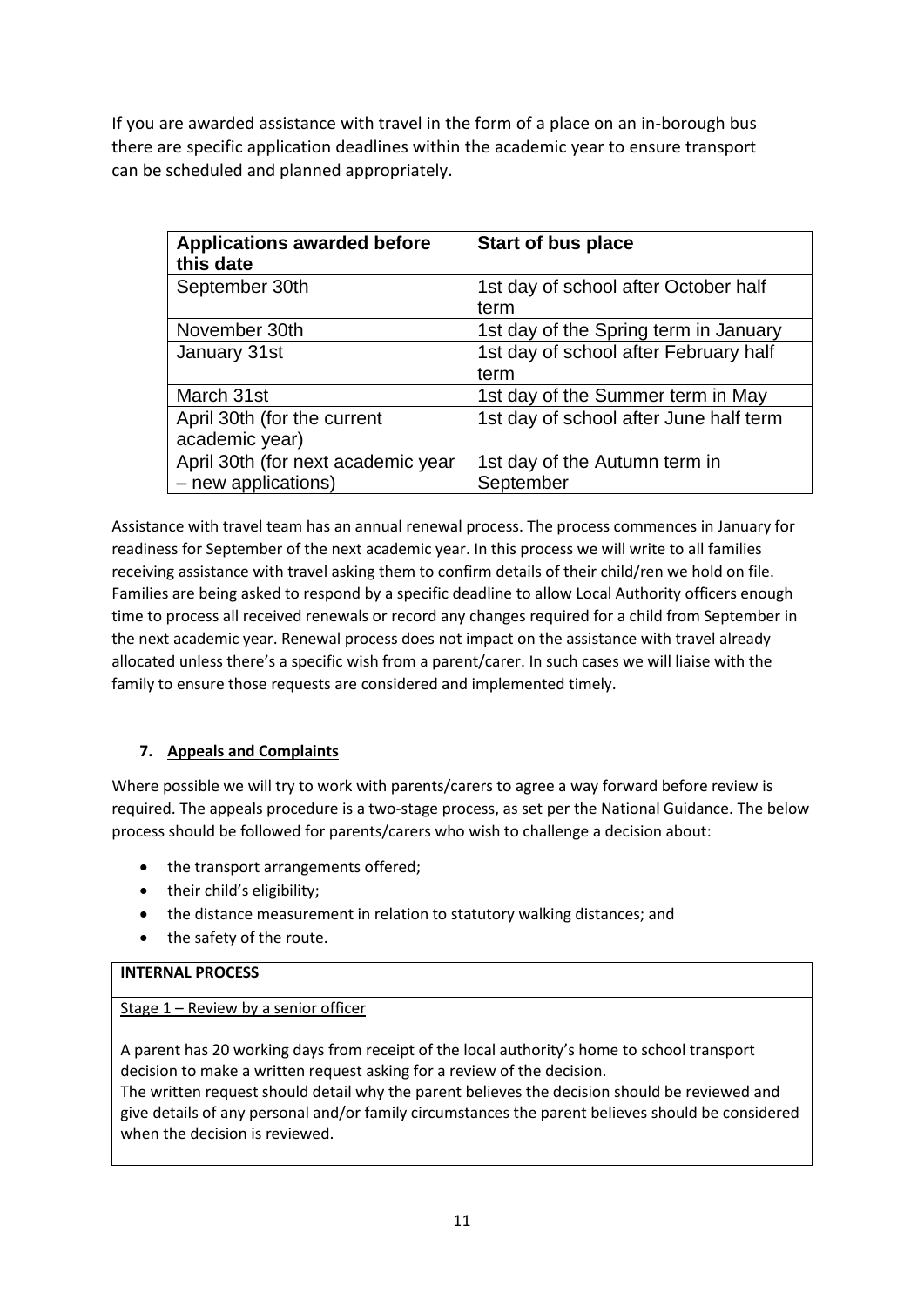If you are awarded assistance with travel in the form of a place on an in-borough bus there are specific application deadlines within the academic year to ensure transport can be scheduled and planned appropriately.

| Applications awarded before this date | Start of bus place |
|---|---|
| September 30th | 1st day of school after October half term |
| November 30th | 1st day of the Spring term in January |
| January 31st | 1st day of school after February half term |
| March 31st | 1st day of the Summer term in May |
| April 30th (for the current academic year) | 1st day of school after June half term |
| April 30th (for next academic year – new applications) | 1st day of the Autumn term in September |

Assistance with travel team has an annual renewal process. The process commences in January for readiness for September of the next academic year. In this process we will write to all families receiving assistance with travel asking them to confirm details of their child/ren we hold on file. Families are being asked to respond by a specific deadline to allow Local Authority officers enough time to process all received renewals or record any changes required for a child from September in the next academic year. Renewal process does not impact on the assistance with travel already allocated unless there's a specific wish from a parent/carer. In such cases we will liaise with the family to ensure those requests are considered and implemented timely.

## 7. Appeals and Complaints

Where possible we will try to work with parents/carers to agree a way forward before review is required. The appeals procedure is a two-stage process, as set per the National Guidance. The below process should be followed for parents/carers who wish to challenge a decision about:

- the transport arrangements offered;
- their child's eligibility;
- the distance measurement in relation to statutory walking distances; and
- the safety of the route.

| **INTERNAL PROCESS** |
|---|
| Stage 1 – Review by a senior officer |
| A parent has 20 working days from receipt of the local authority's home to school transport decision to make a written request asking for a review of the decision. The written request should detail why the parent believes the decision should be reviewed and give details of any personal and/or family circumstances the parent believes should be considered when the decision is reviewed. |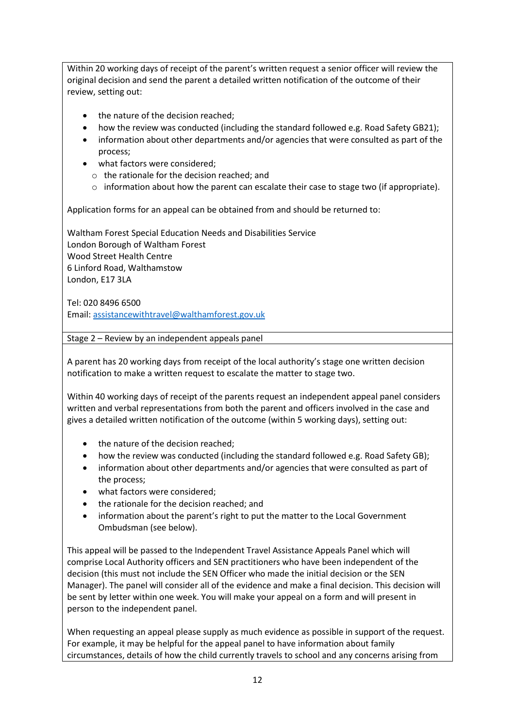Within 20 working days of receipt of the parent's written request a senior officer will review the original decision and send the parent a detailed written notification of the outcome of their review, setting out:

- the nature of the decision reached;
- how the review was conducted (including the standard followed e.g. Road Safety GB21);
- information about other departments and/or agencies that were consulted as part of the process;
- what factors were considered;
  - the rationale for the decision reached; and
  - information about how the parent can escalate their case to stage two (if appropriate).

Application forms for an appeal can be obtained from and should be returned to:

Waltham Forest Special Education Needs and Disabilities Service
London Borough of Waltham Forest
Wood Street Health Centre
6 Linford Road, Walthamstow
London, E17 3LA

Tel: 020 8496 6500
Email: assistancewithtravel@walthamforest.gov.uk

Stage 2 – Review by an independent appeals panel

A parent has 20 working days from receipt of the local authority's stage one written decision notification to make a written request to escalate the matter to stage two.

Within 40 working days of receipt of the parents request an independent appeal panel considers written and verbal representations from both the parent and officers involved in the case and gives a detailed written notification of the outcome (within 5 working days), setting out:

- the nature of the decision reached;
- how the review was conducted (including the standard followed e.g. Road Safety GB);
- information about other departments and/or agencies that were consulted as part of the process;
- what factors were considered;
- the rationale for the decision reached; and
- information about the parent's right to put the matter to the Local Government Ombudsman (see below).

This appeal will be passed to the Independent Travel Assistance Appeals Panel which will comprise Local Authority officers and SEN practitioners who have been independent of the decision (this must not include the SEN Officer who made the initial decision or the SEN Manager). The panel will consider all of the evidence and make a final decision. This decision will be sent by letter within one week. You will make your appeal on a form and will present in person to the independent panel.

When requesting an appeal please supply as much evidence as possible in support of the request. For example, it may be helpful for the appeal panel to have information about family circumstances, details of how the child currently travels to school and any concerns arising from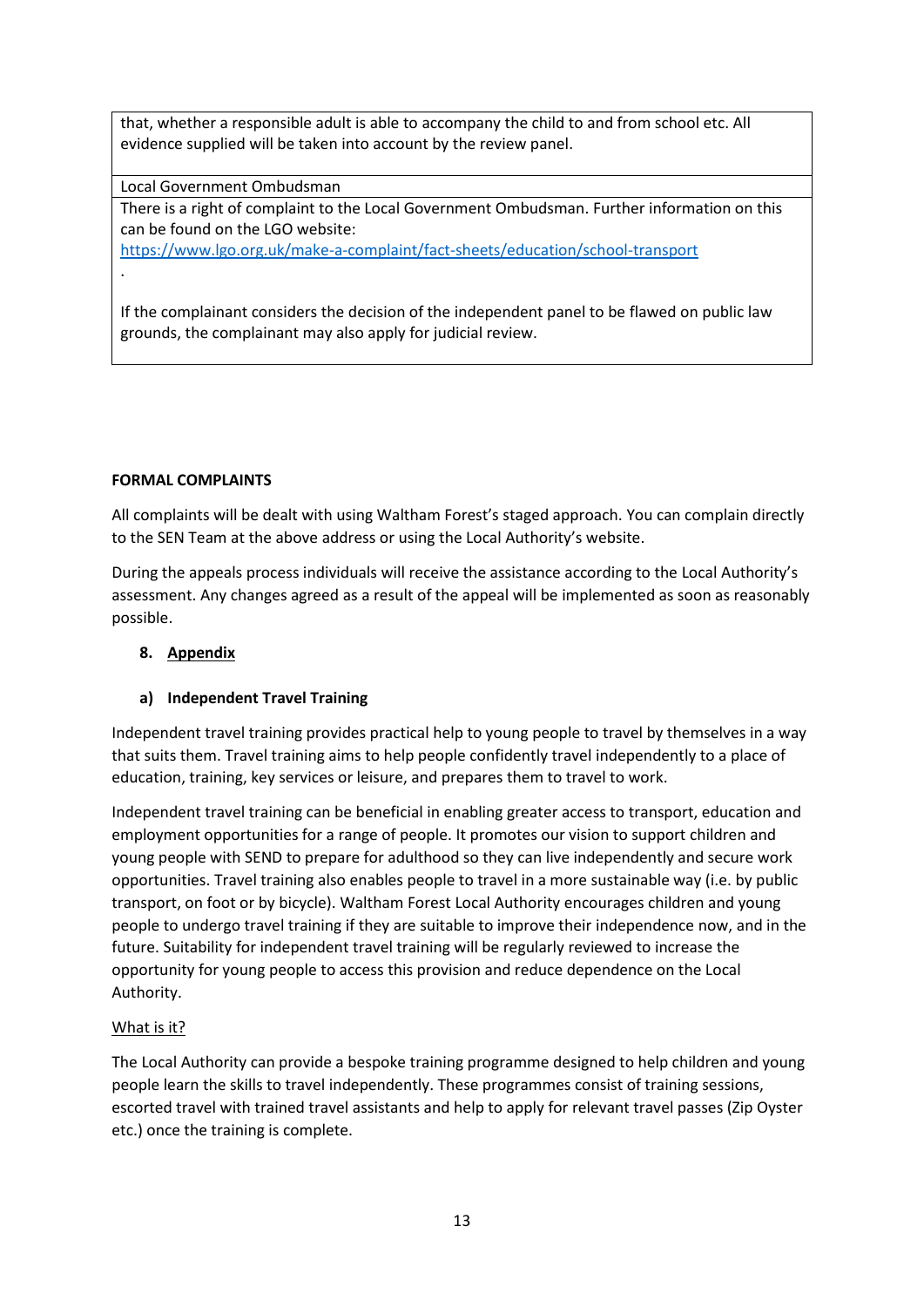| that, whether a responsible adult is able to accompany the child to and from school etc. All evidence supplied will be taken into account by the review panel. |
| --- |
| Local Government Ombudsman |
| There is a right of complaint to the Local Government Ombudsman. Further information on this can be found on the LGO website: [https://www.lgo.org.uk/make-a-complaint/fact-sheets/education/school-transport](https://www.lgo.org.uk/make-a-complaint/fact-sheets/education/school-transport) .<br><br>If the complainant considers the decision of the independent panel to be flawed on public law grounds, the complainant may also apply for judicial review. |

**FORMAL COMPLAINTS**

All complaints will be dealt with using Waltham Forest's staged approach. You can complain directly to the SEN Team at the above address or using the Local Authority's website.

During the appeals process individuals will receive the assistance according to the Local Authority's assessment. Any changes agreed as a result of the appeal will be implemented as soon as reasonably possible.

## 8. Appendix

### a) Independent Travel Training

Independent travel training provides practical help to young people to travel by themselves in a way that suits them. Travel training aims to help people confidently travel independently to a place of education, training, key services or leisure, and prepares them to travel to work.

Independent travel training can be beneficial in enabling greater access to transport, education and employment opportunities for a range of people. It promotes our vision to support children and young people with SEND to prepare for adulthood so they can live independently and secure work opportunities. Travel training also enables people to travel in a more sustainable way (i.e. by public transport, on foot or by bicycle). Waltham Forest Local Authority encourages children and young people to undergo travel training if they are suitable to improve their independence now, and in the future. Suitability for independent travel training will be regularly reviewed to increase the opportunity for young people to access this provision and reduce dependence on the Local Authority.

What is it?

The Local Authority can provide a bespoke training programme designed to help children and young people learn the skills to travel independently. These programmes consist of training sessions, escorted travel with trained travel assistants and help to apply for relevant travel passes (Zip Oyster etc.) once the training is complete.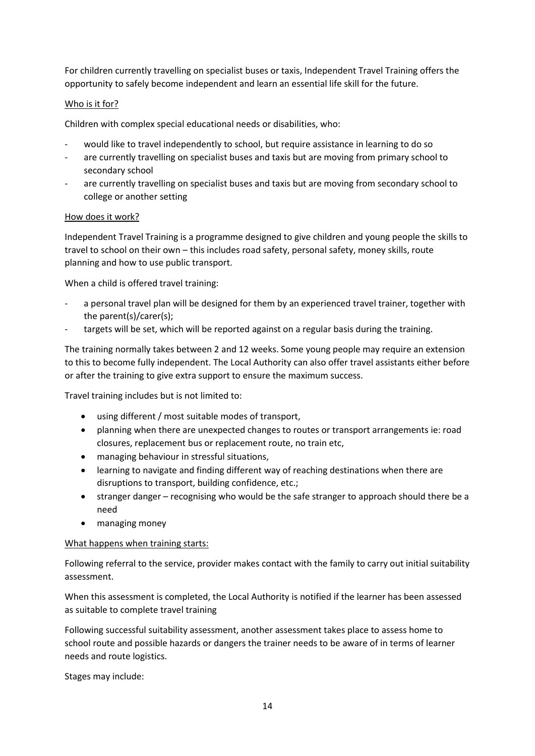For children currently travelling on specialist buses or taxis, Independent Travel Training offers the opportunity to safely become independent and learn an essential life skill for the future.

<u>Who is it for?</u>

Children with complex special educational needs or disabilities, who:

- would like to travel independently to school, but require assistance in learning to do so
- are currently travelling on specialist buses and taxis but are moving from primary school to secondary school
- are currently travelling on specialist buses and taxis but are moving from secondary school to college or another setting

<u>How does it work?</u>

Independent Travel Training is a programme designed to give children and young people the skills to travel to school on their own – this includes road safety, personal safety, money skills, route planning and how to use public transport.

When a child is offered travel training:

- a personal travel plan will be designed for them by an experienced travel trainer, together with the parent(s)/carer(s);
- targets will be set, which will be reported against on a regular basis during the training.

The training normally takes between 2 and 12 weeks. Some young people may require an extension to this to become fully independent. The Local Authority can also offer travel assistants either before or after the training to give extra support to ensure the maximum success.

Travel training includes but is not limited to:

- using different / most suitable modes of transport,
- planning when there are unexpected changes to routes or transport arrangements ie: road closures, replacement bus or replacement route, no train etc,
- managing behaviour in stressful situations,
- learning to navigate and finding different way of reaching destinations when there are disruptions to transport, building confidence, etc.;
- stranger danger – recognising who would be the safe stranger to approach should there be a need
- managing money

<u>What happens when training starts:</u>

Following referral to the service, provider makes contact with the family to carry out initial suitability assessment.

When this assessment is completed, the Local Authority is notified if the learner has been assessed as suitable to complete travel training

Following successful suitability assessment, another assessment takes place to assess home to school route and possible hazards or dangers the trainer needs to be aware of in terms of learner needs and route logistics.

Stages may include: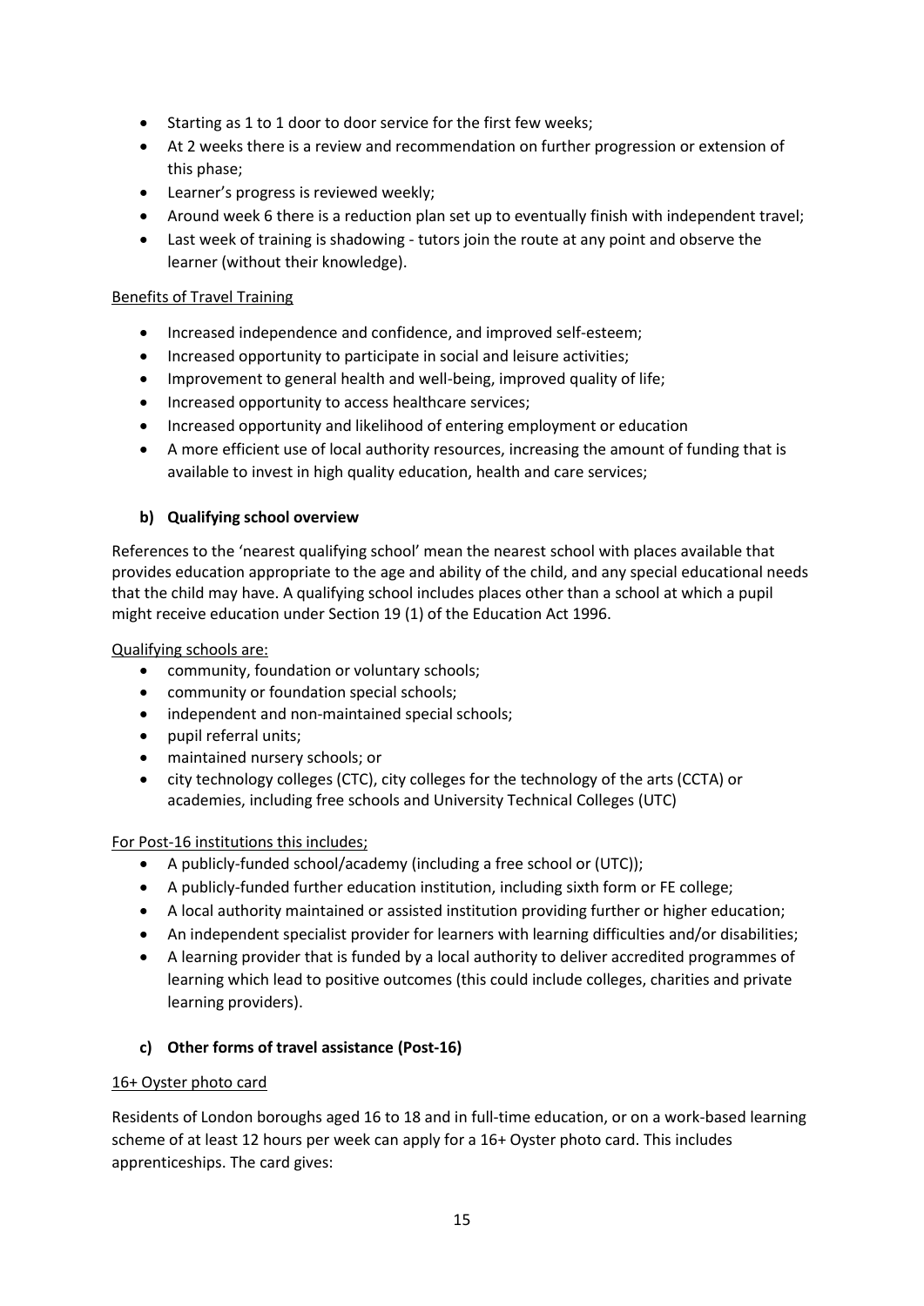- Starting as 1 to 1 door to door service for the first few weeks;
- At 2 weeks there is a review and recommendation on further progression or extension of this phase;
- Learner's progress is reviewed weekly;
- Around week 6 there is a reduction plan set up to eventually finish with independent travel;
- Last week of training is shadowing - tutors join the route at any point and observe the learner (without their knowledge).

Benefits of Travel Training

- Increased independence and confidence, and improved self-esteem;
- Increased opportunity to participate in social and leisure activities;
- Improvement to general health and well-being, improved quality of life;
- Increased opportunity to access healthcare services;
- Increased opportunity and likelihood of entering employment or education
- A more efficient use of local authority resources, increasing the amount of funding that is available to invest in high quality education, health and care services;

### b) Qualifying school overview

References to the 'nearest qualifying school' mean the nearest school with places available that provides education appropriate to the age and ability of the child, and any special educational needs that the child may have. A qualifying school includes places other than a school at which a pupil might receive education under Section 19 (1) of the Education Act 1996.

Qualifying schools are:

- community, foundation or voluntary schools;
- community or foundation special schools;
- independent and non-maintained special schools;
- pupil referral units;
- maintained nursery schools; or
- city technology colleges (CTC), city colleges for the technology of the arts (CCTA) or academies, including free schools and University Technical Colleges (UTC)

For Post-16 institutions this includes;

- A publicly-funded school/academy (including a free school or (UTC));
- A publicly-funded further education institution, including sixth form or FE college;
- A local authority maintained or assisted institution providing further or higher education;
- An independent specialist provider for learners with learning difficulties and/or disabilities;
- A learning provider that is funded by a local authority to deliver accredited programmes of learning which lead to positive outcomes (this could include colleges, charities and private learning providers).

### c) Other forms of travel assistance (Post-16)

16+ Oyster photo card

Residents of London boroughs aged 16 to 18 and in full-time education, or on a work-based learning scheme of at least 12 hours per week can apply for a 16+ Oyster photo card. This includes apprenticeships. The card gives: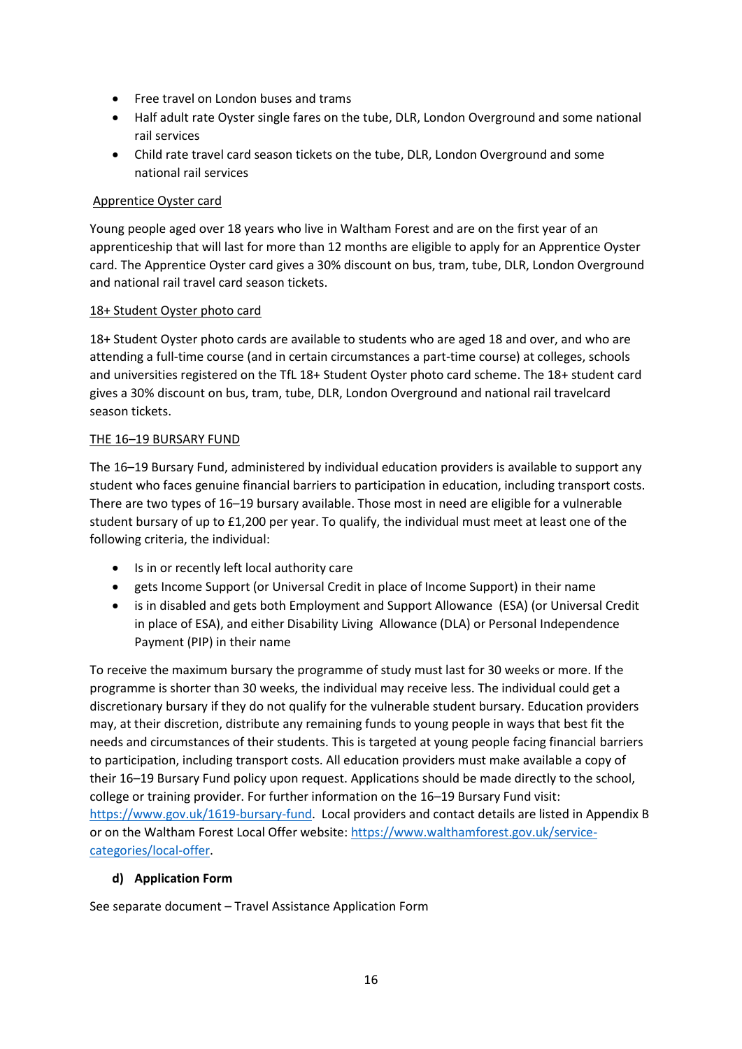- Free travel on London buses and trams
- Half adult rate Oyster single fares on the tube, DLR, London Overground and some national rail services
- Child rate travel card season tickets on the tube, DLR, London Overground and some national rail services

Apprentice Oyster card

Young people aged over 18 years who live in Waltham Forest and are on the first year of an apprenticeship that will last for more than 12 months are eligible to apply for an Apprentice Oyster card. The Apprentice Oyster card gives a 30% discount on bus, tram, tube, DLR, London Overground and national rail travel card season tickets.

18+ Student Oyster photo card

18+ Student Oyster photo cards are available to students who are aged 18 and over, and who are attending a full-time course (and in certain circumstances a part-time course) at colleges, schools and universities registered on the TfL 18+ Student Oyster photo card scheme. The 18+ student card gives a 30% discount on bus, tram, tube, DLR, London Overground and national rail travelcard season tickets.

THE 16–19 BURSARY FUND

The 16–19 Bursary Fund, administered by individual education providers is available to support any student who faces genuine financial barriers to participation in education, including transport costs. There are two types of 16–19 bursary available. Those most in need are eligible for a vulnerable student bursary of up to £1,200 per year. To qualify, the individual must meet at least one of the following criteria, the individual:

- Is in or recently left local authority care
- gets Income Support (or Universal Credit in place of Income Support) in their name
- is in disabled and gets both Employment and Support Allowance (ESA) (or Universal Credit in place of ESA), and either Disability Living Allowance (DLA) or Personal Independence Payment (PIP) in their name

To receive the maximum bursary the programme of study must last for 30 weeks or more. If the programme is shorter than 30 weeks, the individual may receive less. The individual could get a discretionary bursary if they do not qualify for the vulnerable student bursary. Education providers may, at their discretion, distribute any remaining funds to young people in ways that best fit the needs and circumstances of their students. This is targeted at young people facing financial barriers to participation, including transport costs. All education providers must make available a copy of their 16–19 Bursary Fund policy upon request. Applications should be made directly to the school, college or training provider. For further information on the 16–19 Bursary Fund visit: https://www.gov.uk/1619-bursary-fund. Local providers and contact details are listed in Appendix B or on the Waltham Forest Local Offer website: https://www.walthamforest.gov.uk/service-categories/local-offer.

**d) Application Form**

See separate document – Travel Assistance Application Form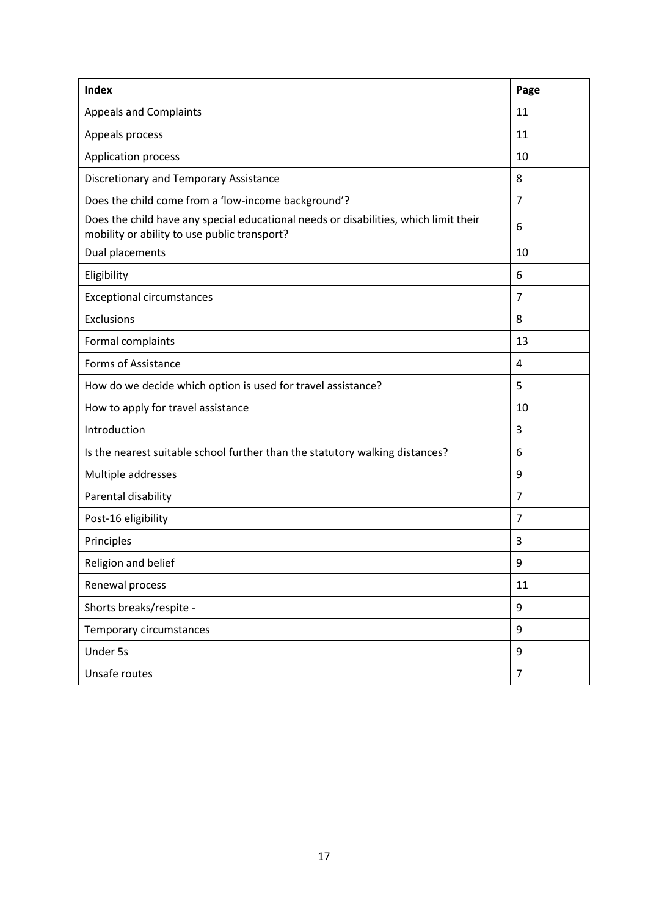| Index | Page |
|---|---|
| Appeals and Complaints | 11 |
| Appeals process | 11 |
| Application process | 10 |
| Discretionary and Temporary Assistance | 8 |
| Does the child come from a 'low-income background'? | 7 |
| Does the child have any special educational needs or disabilities, which limit their mobility or ability to use public transport? | 6 |
| Dual placements | 10 |
| Eligibility | 6 |
| Exceptional circumstances | 7 |
| Exclusions | 8 |
| Formal complaints | 13 |
| Forms of Assistance | 4 |
| How do we decide which option is used for travel assistance? | 5 |
| How to apply for travel assistance | 10 |
| Introduction | 3 |
| Is the nearest suitable school further than the statutory walking distances? | 6 |
| Multiple addresses | 9 |
| Parental disability | 7 |
| Post-16 eligibility | 7 |
| Principles | 3 |
| Religion and belief | 9 |
| Renewal process | 11 |
| Shorts breaks/respite - | 9 |
| Temporary circumstances | 9 |
| Under 5s | 9 |
| Unsafe routes | 7 |